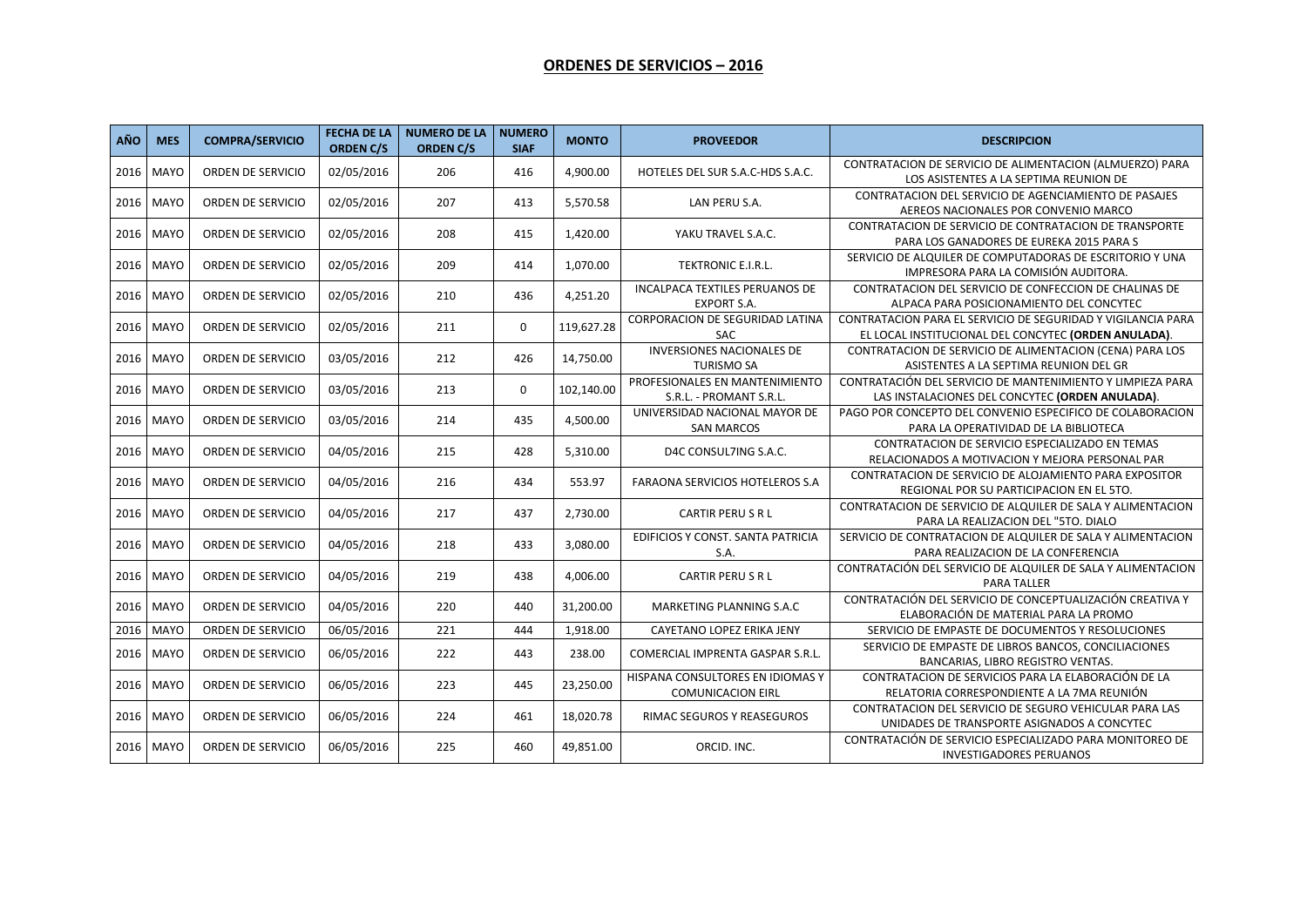## ORDENES DE SERVICIOS – 2016

| AÑO | MES | COMPRA/SERVICIO | FECHA DE LA ORDEN C/S | NUMERO DE LA ORDEN C/S | NUMERO SIAF | MONTO | PROVEEDOR | DESCRIPCION |
|---|---|---|---|---|---|---|---|---|
| 2016 | MAYO | ORDEN DE SERVICIO | 02/05/2016 | 206 | 416 | 4,900.00 | HOTELES DEL SUR S.A.C-HDS S.A.C. | CONTRATACION DE SERVICIO DE ALIMENTACION (ALMUERZO) PARA LOS ASISTENTES A LA SEPTIMA REUNION DE |
| 2016 | MAYO | ORDEN DE SERVICIO | 02/05/2016 | 207 | 413 | 5,570.58 | LAN PERU S.A. | CONTRATACION DEL SERVICIO DE AGENCIAMIENTO DE PASAJES AEREOS NACIONALES POR CONVENIO MARCO |
| 2016 | MAYO | ORDEN DE SERVICIO | 02/05/2016 | 208 | 415 | 1,420.00 | YAKU TRAVEL S.A.C. | CONTRATACION DE SERVICIO DE CONTRATACION DE TRANSPORTE PARA LOS GANADORES DE EUREKA 2015 PARA S |
| 2016 | MAYO | ORDEN DE SERVICIO | 02/05/2016 | 209 | 414 | 1,070.00 | TEKTRONIC E.I.R.L. | SERVICIO DE ALQUILER DE COMPUTADORAS DE ESCRITORIO Y UNA IMPRESORA PARA LA COMISIÓN AUDITORA. |
| 2016 | MAYO | ORDEN DE SERVICIO | 02/05/2016 | 210 | 436 | 4,251.20 | INCALPACA TEXTILES PERUANOS DE EXPORT S.A. | CONTRATACION DEL SERVICIO DE CONFECCION DE CHALINAS DE ALPACA PARA POSICIONAMIENTO DEL CONCYTEC |
| 2016 | MAYO | ORDEN DE SERVICIO | 02/05/2016 | 211 | 0 | 119,627.28 | CORPORACION DE SEGURIDAD LATINA SAC | CONTRATACION PARA EL SERVICIO DE SEGURIDAD Y VIGILANCIA PARA EL LOCAL INSTITUCIONAL DEL CONCYTEC **(ORDEN ANULADA)**. |
| 2016 | MAYO | ORDEN DE SERVICIO | 03/05/2016 | 212 | 426 | 14,750.00 | INVERSIONES NACIONALES DE TURISMO SA | CONTRATACION DE SERVICIO DE ALIMENTACION (CENA) PARA LOS ASISTENTES A LA SEPTIMA REUNION DEL GR |
| 2016 | MAYO | ORDEN DE SERVICIO | 03/05/2016 | 213 | 0 | 102,140.00 | PROFESIONALES EN MANTENIMIENTO S.R.L. - PROMANT S.R.L. | CONTRATACIÓN DEL SERVICIO DE MANTENIMIENTO Y LIMPIEZA PARA LAS INSTALACIONES DEL CONCYTEC **(ORDEN ANULADA)**. |
| 2016 | MAYO | ORDEN DE SERVICIO | 03/05/2016 | 214 | 435 | 4,500.00 | UNIVERSIDAD NACIONAL MAYOR DE SAN MARCOS | PAGO POR CONCEPTO DEL CONVENIO ESPECIFICO DE COLABORACION PARA LA OPERATIVIDAD DE LA BIBLIOTECA |
| 2016 | MAYO | ORDEN DE SERVICIO | 04/05/2016 | 215 | 428 | 5,310.00 | D4C CONSUL7ING S.A.C. | CONTRATACION DE SERVICIO ESPECIALIZADO EN TEMAS RELACIONADOS A MOTIVACION Y MEJORA PERSONAL PAR |
| 2016 | MAYO | ORDEN DE SERVICIO | 04/05/2016 | 216 | 434 | 553.97 | FARAONA SERVICIOS HOTELEROS S.A | CONTRATACION DE SERVICIO DE ALOJAMIENTO PARA EXPOSITOR REGIONAL POR SU PARTICIPACION EN EL 5TO. |
| 2016 | MAYO | ORDEN DE SERVICIO | 04/05/2016 | 217 | 437 | 2,730.00 | CARTIR PERU S R L | CONTRATACION DE SERVICIO DE ALQUILER DE SALA Y ALIMENTACION PARA LA REALIZACION DEL "5TO. DIALO |
| 2016 | MAYO | ORDEN DE SERVICIO | 04/05/2016 | 218 | 433 | 3,080.00 | EDIFICIOS Y CONST. SANTA PATRICIA S.A. | SERVICIO DE CONTRATACION DE ALQUILER DE SALA Y ALIMENTACION PARA REALIZACION DE LA CONFERENCIA |
| 2016 | MAYO | ORDEN DE SERVICIO | 04/05/2016 | 219 | 438 | 4,006.00 | CARTIR PERU S R L | CONTRATACIÓN DEL SERVICIO DE ALQUILER DE SALA Y ALIMENTACION PARA TALLER |
| 2016 | MAYO | ORDEN DE SERVICIO | 04/05/2016 | 220 | 440 | 31,200.00 | MARKETING PLANNING S.A.C | CONTRATACIÓN DEL SERVICIO DE CONCEPTUALIZACIÓN CREATIVA Y ELABORACIÓN DE MATERIAL PARA LA PROMO |
| 2016 | MAYO | ORDEN DE SERVICIO | 06/05/2016 | 221 | 444 | 1,918.00 | CAYETANO LOPEZ ERIKA JENY | SERVICIO DE EMPASTE DE DOCUMENTOS Y RESOLUCIONES |
| 2016 | MAYO | ORDEN DE SERVICIO | 06/05/2016 | 222 | 443 | 238.00 | COMERCIAL IMPRENTA GASPAR S.R.L. | SERVICIO DE EMPASTE DE LIBROS BANCOS, CONCILIACIONES BANCARIAS, LIBRO REGISTRO VENTAS. |
| 2016 | MAYO | ORDEN DE SERVICIO | 06/05/2016 | 223 | 445 | 23,250.00 | HISPANA CONSULTORES EN IDIOMAS Y COMUNICACION EIRL | CONTRATACION DE SERVICIOS PARA LA ELABORACIÓN DE LA RELATORIA CORRESPONDIENTE A LA 7MA REUNIÓN |
| 2016 | MAYO | ORDEN DE SERVICIO | 06/05/2016 | 224 | 461 | 18,020.78 | RIMAC SEGUROS Y REASEGUROS | CONTRATACION DEL SERVICIO DE SEGURO VEHICULAR PARA LAS UNIDADES DE TRANSPORTE ASIGNADOS A CONCYTEC |
| 2016 | MAYO | ORDEN DE SERVICIO | 06/05/2016 | 225 | 460 | 49,851.00 | ORCID. INC. | CONTRATACIÓN DE SERVICIO ESPECIALIZADO PARA MONITOREO DE INVESTIGADORES PERUANOS |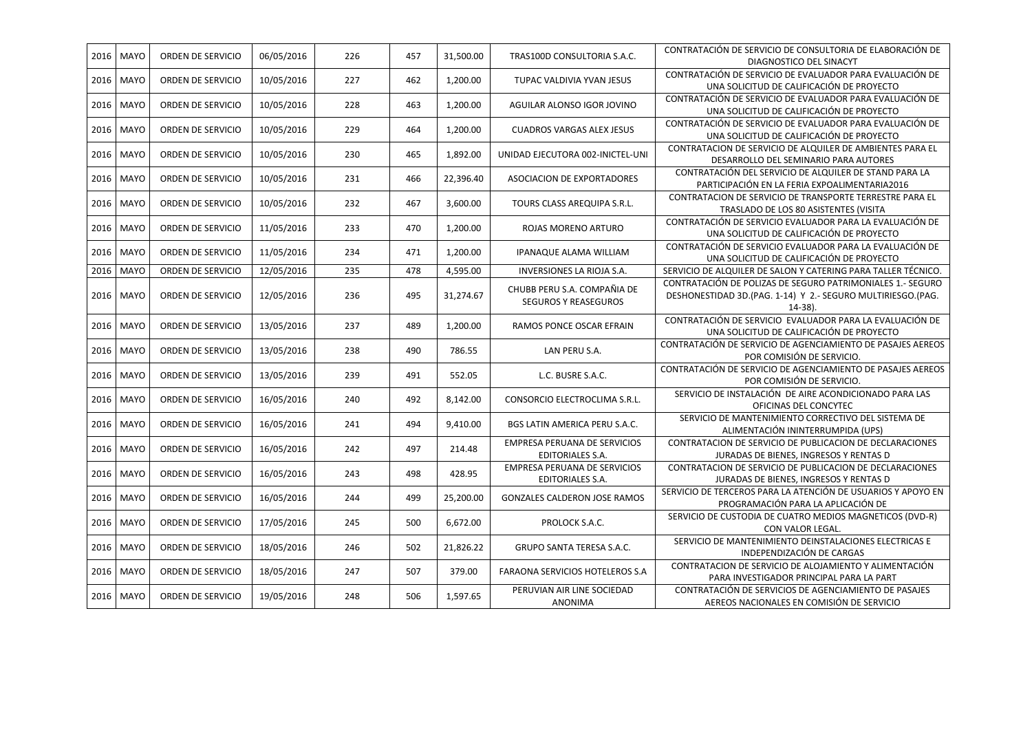| 2016 | MAYO | ORDEN DE SERVICIO | 06/05/2016 | 226 | 457 | 31,500.00 | TRAS100D CONSULTORIA S.A.C. | CONTRATACIÓN DE SERVICIO DE CONSULTORIA DE ELABORACIÓN DE DIAGNOSTICO DEL SINACYT |
|---|---|---|---|---|---|---|---|---|
| 2016 | MAYO | ORDEN DE SERVICIO | 10/05/2016 | 227 | 462 | 1,200.00 | TUPAC VALDIVIA YVAN JESUS | CONTRATACIÓN DE SERVICIO DE EVALUADOR PARA EVALUACIÓN DE UNA SOLICITUD DE CALIFICACIÓN DE PROYECTO |
| 2016 | MAYO | ORDEN DE SERVICIO | 10/05/2016 | 228 | 463 | 1,200.00 | AGUILAR ALONSO IGOR JOVINO | CONTRATACIÓN DE SERVICIO DE EVALUADOR PARA EVALUACIÓN DE UNA SOLICITUD DE CALIFICACIÓN DE PROYECTO |
| 2016 | MAYO | ORDEN DE SERVICIO | 10/05/2016 | 229 | 464 | 1,200.00 | CUADROS VARGAS ALEX JESUS | CONTRATACIÓN DE SERVICIO DE EVALUADOR PARA EVALUACIÓN DE UNA SOLICITUD DE CALIFICACIÓN DE PROYECTO |
| 2016 | MAYO | ORDEN DE SERVICIO | 10/05/2016 | 230 | 465 | 1,892.00 | UNIDAD EJECUTORA 002-INICTEL-UNI | CONTRATACION DE SERVICIO DE ALQUILER DE AMBIENTES PARA EL DESARROLLO DEL SEMINARIO PARA AUTORES |
| 2016 | MAYO | ORDEN DE SERVICIO | 10/05/2016 | 231 | 466 | 22,396.40 | ASOCIACION DE EXPORTADORES | CONTRATACIÓN DEL SERVICIO DE ALQUILER DE STAND PARA LA PARTICIPACIÓN EN LA FERIA EXPOALIMENTARIA2016 |
| 2016 | MAYO | ORDEN DE SERVICIO | 10/05/2016 | 232 | 467 | 3,600.00 | TOURS CLASS AREQUIPA S.R.L. | CONTRATACION DE SERVICIO DE TRANSPORTE TERRESTRE PARA EL TRASLADO DE LOS 80 ASISTENTES (VISITA |
| 2016 | MAYO | ORDEN DE SERVICIO | 11/05/2016 | 233 | 470 | 1,200.00 | ROJAS MORENO ARTURO | CONTRATACIÓN DE SERVICIO EVALUADOR PARA LA EVALUACIÓN DE UNA SOLICITUD DE CALIFICACIÓN DE PROYECTO |
| 2016 | MAYO | ORDEN DE SERVICIO | 11/05/2016 | 234 | 471 | 1,200.00 | IPANAQUE ALAMA WILLIAM | CONTRATACIÓN DE SERVICIO EVALUADOR PARA LA EVALUACIÓN DE UNA SOLICITUD DE CALIFICACIÓN DE PROYECTO |
| 2016 | MAYO | ORDEN DE SERVICIO | 12/05/2016 | 235 | 478 | 4,595.00 | INVERSIONES LA RIOJA S.A. | SERVICIO DE ALQUILER DE SALON Y CATERING PARA TALLER TÉCNICO. |
| 2016 | MAYO | ORDEN DE SERVICIO | 12/05/2016 | 236 | 495 | 31,274.67 | CHUBB PERU S.A. COMPAÑIA DE SEGUROS Y REASEGUROS | CONTRATACIÓN DE POLIZAS DE SEGURO PATRIMONIALES 1.- SEGURO DESHONESTIDAD 3D.(PAG. 1-14) Y 2.- SEGURO MULTIRIESGO.(PAG. 14-38). |
| 2016 | MAYO | ORDEN DE SERVICIO | 13/05/2016 | 237 | 489 | 1,200.00 | RAMOS PONCE OSCAR EFRAIN | CONTRATACIÓN DE SERVICIO EVALUADOR PARA LA EVALUACIÓN DE UNA SOLICITUD DE CALIFICACIÓN DE PROYECTO |
| 2016 | MAYO | ORDEN DE SERVICIO | 13/05/2016 | 238 | 490 | 786.55 | LAN PERU S.A. | CONTRATACIÓN DE SERVICIO DE AGENCIAMIENTO DE PASAJES AEREOS POR COMISIÓN DE SERVICIO. |
| 2016 | MAYO | ORDEN DE SERVICIO | 13/05/2016 | 239 | 491 | 552.05 | L.C. BUSRE S.A.C. | CONTRATACIÓN DE SERVICIO DE AGENCIAMIENTO DE PASAJES AEREOS POR COMISIÓN DE SERVICIO. |
| 2016 | MAYO | ORDEN DE SERVICIO | 16/05/2016 | 240 | 492 | 8,142.00 | CONSORCIO ELECTROCLIMA S.R.L. | SERVICIO DE INSTALACIÓN DE AIRE ACONDICIONADO PARA LAS OFICINAS DEL CONCYTEC |
| 2016 | MAYO | ORDEN DE SERVICIO | 16/05/2016 | 241 | 494 | 9,410.00 | BGS LATIN AMERICA PERU S.A.C. | SERVICIO DE MANTENIMIENTO CORRECTIVO DEL SISTEMA DE ALIMENTACIÓN ININTERRUMPIDA (UPS) |
| 2016 | MAYO | ORDEN DE SERVICIO | 16/05/2016 | 242 | 497 | 214.48 | EMPRESA PERUANA DE SERVICIOS EDITORIALES S.A. | CONTRATACION DE SERVICIO DE PUBLICACION DE DECLARACIONES JURADAS DE BIENES, INGRESOS Y RENTAS D |
| 2016 | MAYO | ORDEN DE SERVICIO | 16/05/2016 | 243 | 498 | 428.95 | EMPRESA PERUANA DE SERVICIOS EDITORIALES S.A. | CONTRATACION DE SERVICIO DE PUBLICACION DE DECLARACIONES JURADAS DE BIENES, INGRESOS Y RENTAS D |
| 2016 | MAYO | ORDEN DE SERVICIO | 16/05/2016 | 244 | 499 | 25,200.00 | GONZALES CALDERON JOSE RAMOS | SERVICIO DE TERCEROS PARA LA ATENCIÓN DE USUARIOS Y APOYO EN PROGRAMACIÓN PARA LA APLICACIÓN DE |
| 2016 | MAYO | ORDEN DE SERVICIO | 17/05/2016 | 245 | 500 | 6,672.00 | PROLOCK S.A.C. | SERVICIO DE CUSTODIA DE CUATRO MEDIOS MAGNETICOS (DVD-R) CON VALOR LEGAL. |
| 2016 | MAYO | ORDEN DE SERVICIO | 18/05/2016 | 246 | 502 | 21,826.22 | GRUPO SANTA TERESA S.A.C. | SERVICIO DE MANTENIMIENTO DEINSTALACIONES ELECTRICAS E INDEPENDIZACIÓN DE CARGAS |
| 2016 | MAYO | ORDEN DE SERVICIO | 18/05/2016 | 247 | 507 | 379.00 | FARAONA SERVICIOS HOTELEROS S.A | CONTRATACION DE SERVICIO DE ALOJAMIENTO Y ALIMENTACIÓN PARA INVESTIGADOR PRINCIPAL PARA LA PART |
| 2016 | MAYO | ORDEN DE SERVICIO | 19/05/2016 | 248 | 506 | 1,597.65 | PERUVIAN AIR LINE SOCIEDAD ANONIMA | CONTRATACIÓN DE SERVICIOS DE AGENCIAMIENTO DE PASAJES AEREOS NACIONALES EN COMISIÓN DE SERVICIO |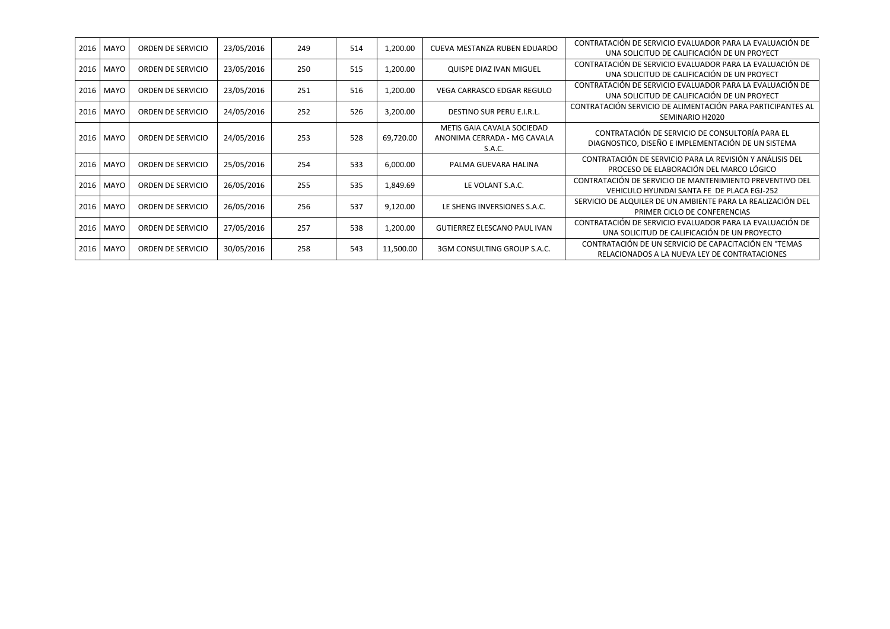| | | | | | | | | |
|---|---|---|---|---|---|---|---|---|
| 2016 | MAYO | ORDEN DE SERVICIO | 23/05/2016 | 249 | 514 | 1,200.00 | CUEVA MESTANZA RUBEN EDUARDO | CONTRATACIÓN DE SERVICIO EVALUADOR PARA LA EVALUACIÓN DE UNA SOLICITUD DE CALIFICACIÓN DE UN PROYECT |
| 2016 | MAYO | ORDEN DE SERVICIO | 23/05/2016 | 250 | 515 | 1,200.00 | QUISPE DIAZ IVAN MIGUEL | CONTRATACIÓN DE SERVICIO EVALUADOR PARA LA EVALUACIÓN DE UNA SOLICITUD DE CALIFICACIÓN DE UN PROYECT |
| 2016 | MAYO | ORDEN DE SERVICIO | 23/05/2016 | 251 | 516 | 1,200.00 | VEGA CARRASCO EDGAR REGULO | CONTRATACIÓN DE SERVICIO EVALUADOR PARA LA EVALUACIÓN DE UNA SOLICITUD DE CALIFICACIÓN DE UN PROYECT |
| 2016 | MAYO | ORDEN DE SERVICIO | 24/05/2016 | 252 | 526 | 3,200.00 | DESTINO SUR PERU E.I.R.L. | CONTRATACIÓN SERVICIO DE ALIMENTACIÓN PARA PARTICIPANTES AL SEMINARIO H2020 |
| 2016 | MAYO | ORDEN DE SERVICIO | 24/05/2016 | 253 | 528 | 69,720.00 | METIS GAIA CAVALA SOCIEDAD ANONIMA CERRADA - MG CAVALA S.A.C. | CONTRATACIÓN DE SERVICIO DE CONSULTORÍA PARA EL DIAGNOSTICO, DISEÑO E IMPLEMENTACIÓN DE UN SISTEMA |
| 2016 | MAYO | ORDEN DE SERVICIO | 25/05/2016 | 254 | 533 | 6,000.00 | PALMA GUEVARA HALINA | CONTRATACIÓN DE SERVICIO PARA LA REVISIÓN Y ANÁLISIS DEL PROCESO DE ELABORACIÓN DEL MARCO LÓGICO |
| 2016 | MAYO | ORDEN DE SERVICIO | 26/05/2016 | 255 | 535 | 1,849.69 | LE VOLANT S.A.C. | CONTRATACIÓN DE SERVICIO DE MANTENIMIENTO PREVENTIVO DEL VEHICULO HYUNDAI SANTA FE DE PLACA EGJ-252 |
| 2016 | MAYO | ORDEN DE SERVICIO | 26/05/2016 | 256 | 537 | 9,120.00 | LE SHENG INVERSIONES S.A.C. | SERVICIO DE ALQUILER DE UN AMBIENTE PARA LA REALIZACIÓN DEL PRIMER CICLO DE CONFERENCIAS |
| 2016 | MAYO | ORDEN DE SERVICIO | 27/05/2016 | 257 | 538 | 1,200.00 | GUTIERREZ ELESCANO PAUL IVAN | CONTRATACIÓN DE SERVICIO EVALUADOR PARA LA EVALUACIÓN DE UNA SOLICITUD DE CALIFICACIÓN DE UN PROYECTO |
| 2016 | MAYO | ORDEN DE SERVICIO | 30/05/2016 | 258 | 543 | 11,500.00 | 3GM CONSULTING GROUP S.A.C. | CONTRATACIÓN DE UN SERVICIO DE CAPACITACIÓN EN "TEMAS RELACIONADOS A LA NUEVA LEY DE CONTRATACIONES |